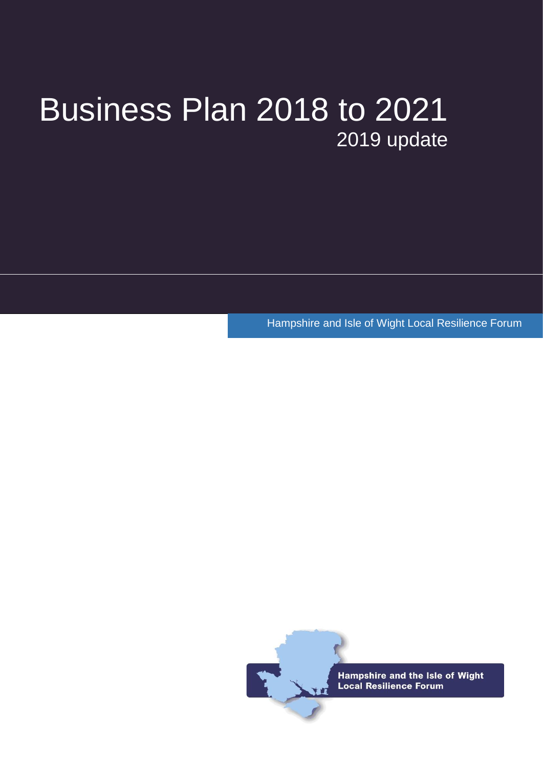# Business Plan 2018 to 2021

## 2019 update

Hampshire and Isle of Wight Local Resilience Forum

Hampshire and the Isle of Wight Local Resilience Forum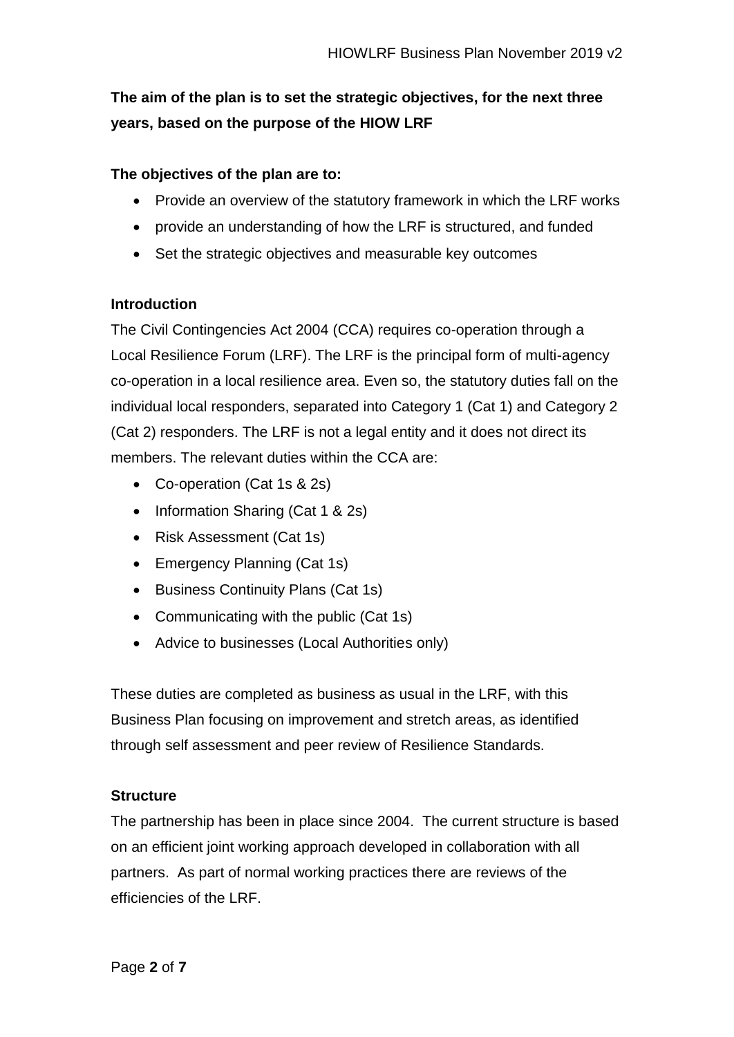**The aim of the plan is to set the strategic objectives, for the next three years, based on the purpose of the HIOW LRF**

**The objectives of the plan are to:**

- Provide an overview of the statutory framework in which the LRF works
- provide an understanding of how the LRF is structured, and funded
- Set the strategic objectives and measurable key outcomes

**Introduction**

The Civil Contingencies Act 2004 (CCA) requires co-operation through a Local Resilience Forum (LRF). The LRF is the principal form of multi-agency co-operation in a local resilience area. Even so, the statutory duties fall on the individual local responders, separated into Category 1 (Cat 1) and Category 2 (Cat 2) responders. The LRF is not a legal entity and it does not direct its members. The relevant duties within the CCA are:

- Co-operation (Cat 1s & 2s)
- Information Sharing (Cat 1 & 2s)
- Risk Assessment (Cat 1s)
- Emergency Planning (Cat 1s)
- Business Continuity Plans (Cat 1s)
- Communicating with the public (Cat 1s)
- Advice to businesses (Local Authorities only)

These duties are completed as business as usual in the LRF, with this Business Plan focusing on improvement and stretch areas, as identified through self assessment and peer review of Resilience Standards.

**Structure**

The partnership has been in place since 2004. The current structure is based on an efficient joint working approach developed in collaboration with all partners. As part of normal working practices there are reviews of the efficiencies of the LRF.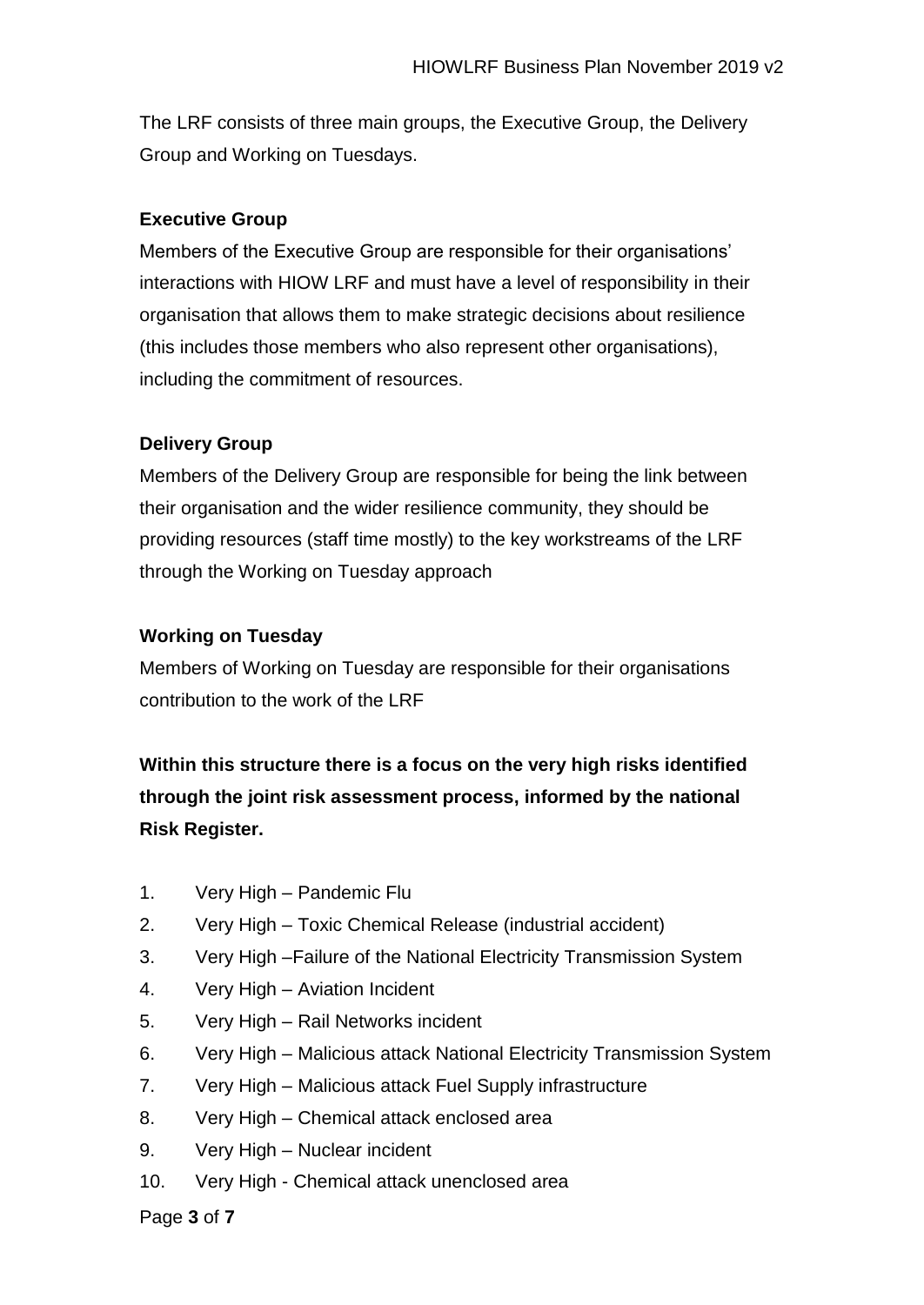The LRF consists of three main groups, the Executive Group, the Delivery Group and Working on Tuesdays.

**Executive Group**

Members of the Executive Group are responsible for their organisations' interactions with HIOW LRF and must have a level of responsibility in their organisation that allows them to make strategic decisions about resilience (this includes those members who also represent other organisations), including the commitment of resources.

**Delivery Group**

Members of the Delivery Group are responsible for being the link between their organisation and the wider resilience community, they should be providing resources (staff time mostly) to the key workstreams of the LRF through the Working on Tuesday approach

**Working on Tuesday**

Members of Working on Tuesday are responsible for their organisations contribution to the work of the LRF

**Within this structure there is a focus on the very high risks identified through the joint risk assessment process, informed by the national Risk Register.**

1. Very High – Pandemic Flu
2. Very High – Toxic Chemical Release (industrial accident)
3. Very High –Failure of the National Electricity Transmission System
4. Very High – Aviation Incident
5. Very High – Rail Networks incident
6. Very High – Malicious attack National Electricity Transmission System
7. Very High – Malicious attack Fuel Supply infrastructure
8. Very High – Chemical attack enclosed area
9. Very High – Nuclear incident
10. Very High - Chemical attack unenclosed area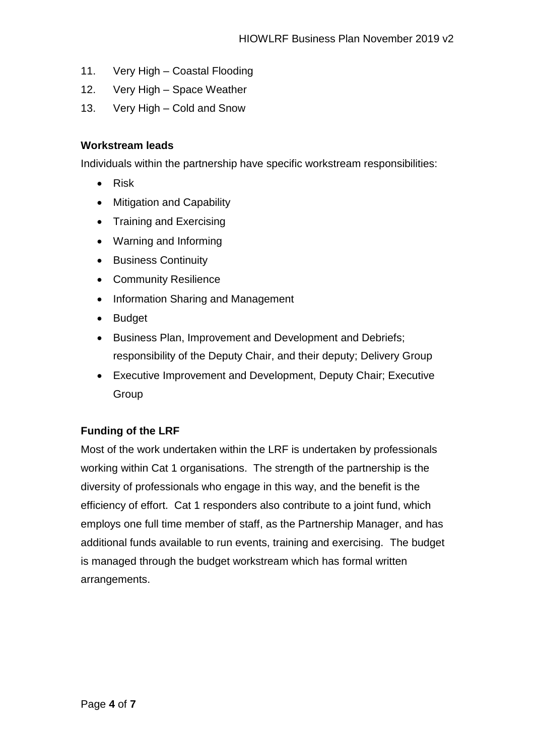11. Very High – Coastal Flooding
12. Very High – Space Weather
13. Very High – Cold and Snow

**Workstream leads**

Individuals within the partnership have specific workstream responsibilities:

- Risk
- Mitigation and Capability
- Training and Exercising
- Warning and Informing
- Business Continuity
- Community Resilience
- Information Sharing and Management
- Budget
- Business Plan, Improvement and Development and Debriefs; responsibility of the Deputy Chair, and their deputy; Delivery Group
- Executive Improvement and Development, Deputy Chair; Executive Group

**Funding of the LRF**

Most of the work undertaken within the LRF is undertaken by professionals working within Cat 1 organisations. The strength of the partnership is the diversity of professionals who engage in this way, and the benefit is the efficiency of effort. Cat 1 responders also contribute to a joint fund, which employs one full time member of staff, as the Partnership Manager, and has additional funds available to run events, training and exercising. The budget is managed through the budget workstream which has formal written arrangements.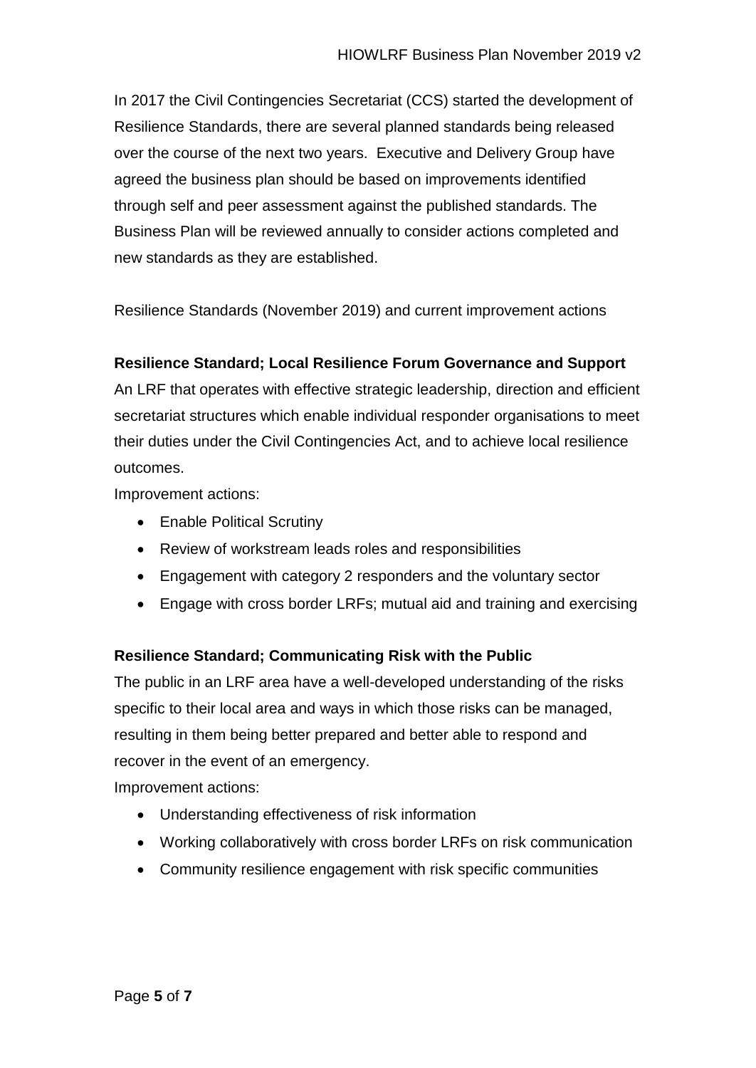In 2017 the Civil Contingencies Secretariat (CCS) started the development of Resilience Standards, there are several planned standards being released over the course of the next two years. Executive and Delivery Group have agreed the business plan should be based on improvements identified through self and peer assessment against the published standards. The Business Plan will be reviewed annually to consider actions completed and new standards as they are established.

Resilience Standards (November 2019) and current improvement actions

**Resilience Standard; Local Resilience Forum Governance and Support**

An LRF that operates with effective strategic leadership, direction and efficient secretariat structures which enable individual responder organisations to meet their duties under the Civil Contingencies Act, and to achieve local resilience outcomes.

Improvement actions:

- Enable Political Scrutiny
- Review of workstream leads roles and responsibilities
- Engagement with category 2 responders and the voluntary sector
- Engage with cross border LRFs; mutual aid and training and exercising

**Resilience Standard; Communicating Risk with the Public**

The public in an LRF area have a well-developed understanding of the risks specific to their local area and ways in which those risks can be managed, resulting in them being better prepared and better able to respond and recover in the event of an emergency.

Improvement actions:

- Understanding effectiveness of risk information
- Working collaboratively with cross border LRFs on risk communication
- Community resilience engagement with risk specific communities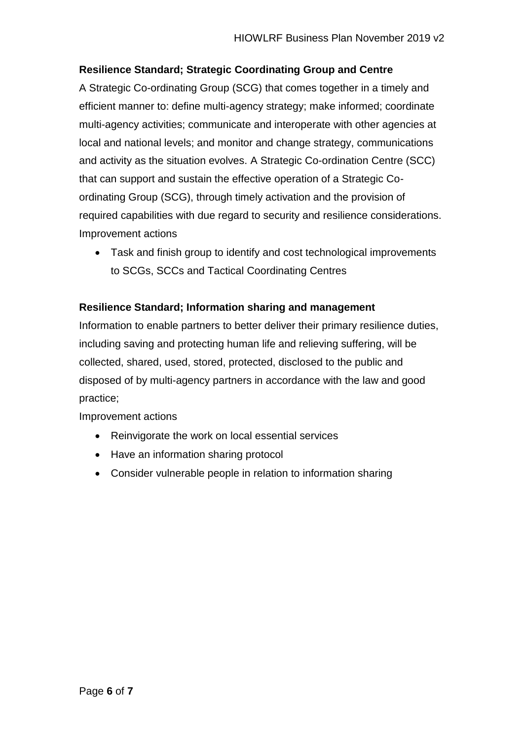**Resilience Standard; Strategic Coordinating Group and Centre**

A Strategic Co-ordinating Group (SCG) that comes together in a timely and efficient manner to: define multi-agency strategy; make informed; coordinate multi-agency activities; communicate and interoperate with other agencies at local and national levels; and monitor and change strategy, communications and activity as the situation evolves. A Strategic Co-ordination Centre (SCC) that can support and sustain the effective operation of a Strategic Co-ordinating Group (SCG), through timely activation and the provision of required capabilities with due regard to security and resilience considerations.

Improvement actions

- Task and finish group to identify and cost technological improvements to SCGs, SCCs and Tactical Coordinating Centres

**Resilience Standard; Information sharing and management**

Information to enable partners to better deliver their primary resilience duties, including saving and protecting human life and relieving suffering, will be collected, shared, used, stored, protected, disclosed to the public and disposed of by multi-agency partners in accordance with the law and good practice;

Improvement actions

- Reinvigorate the work on local essential services
- Have an information sharing protocol
- Consider vulnerable people in relation to information sharing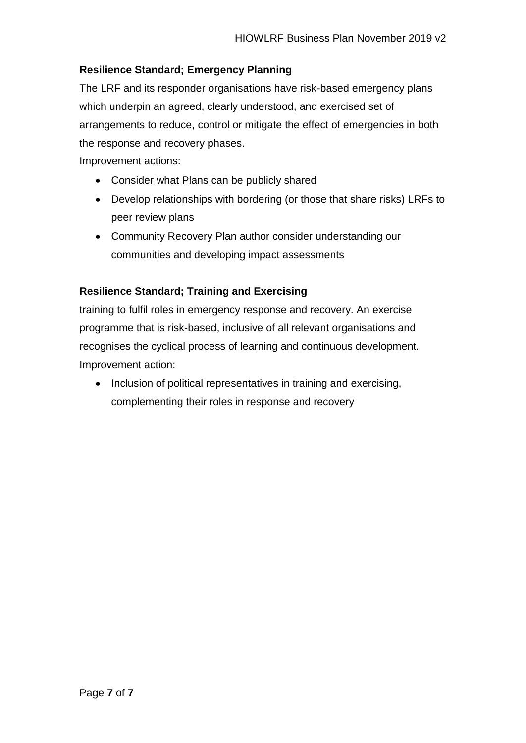**Resilience Standard; Emergency Planning**

The LRF and its responder organisations have risk-based emergency plans which underpin an agreed, clearly understood, and exercised set of arrangements to reduce, control or mitigate the effect of emergencies in both the response and recovery phases.

Improvement actions:

- Consider what Plans can be publicly shared
- Develop relationships with bordering (or those that share risks) LRFs to peer review plans
- Community Recovery Plan author consider understanding our communities and developing impact assessments

**Resilience Standard; Training and Exercising**

training to fulfil roles in emergency response and recovery. An exercise programme that is risk-based, inclusive of all relevant organisations and recognises the cyclical process of learning and continuous development.

Improvement action:

- Inclusion of political representatives in training and exercising, complementing their roles in response and recovery